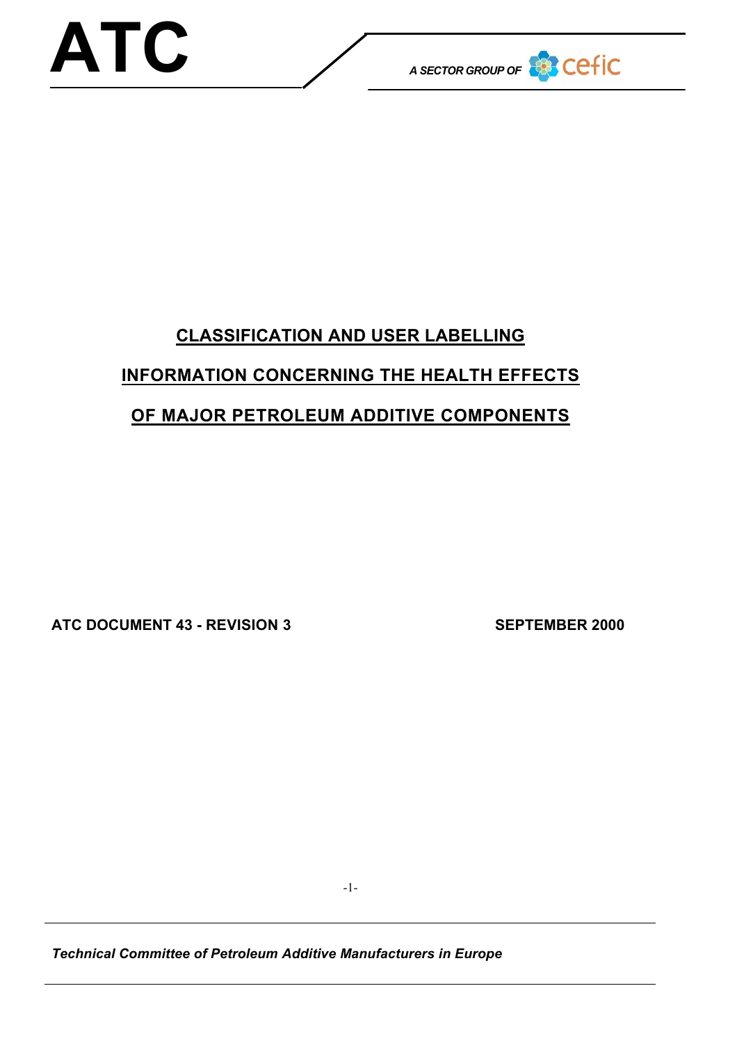# ATC

*A SECTOR GROUP OF* cefic

## CLASSIFICATION AND USER LABELLING INFORMATION CONCERNING THE HEALTH EFFECTS OF MAJOR PETROLEUM ADDITIVE COMPONENTS

**ATC DOCUMENT 43 - REVISION 3** **SEPTEMBER 2000**

***Technical Committee of Petroleum Additive Manufacturers in Europe***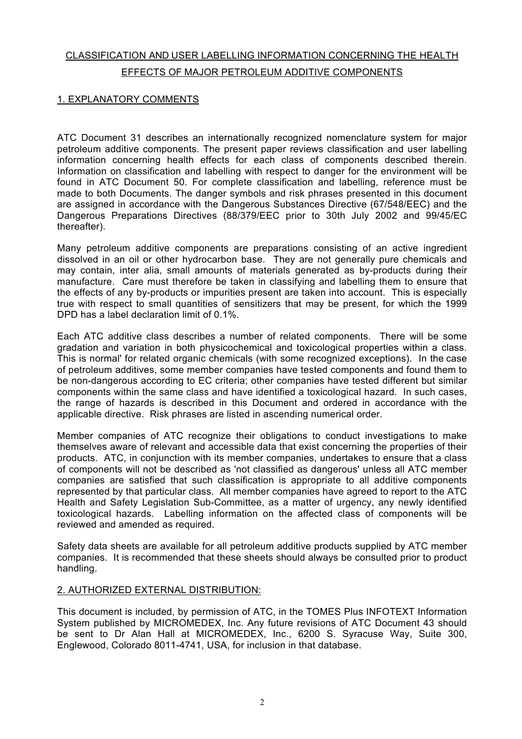# CLASSIFICATION AND USER LABELLING INFORMATION CONCERNING THE HEALTH EFFECTS OF MAJOR PETROLEUM ADDITIVE COMPONENTS

## 1. EXPLANATORY COMMENTS

ATC Document 31 describes an internationally recognized nomenclature system for major petroleum additive components. The present paper reviews classification and user labelling information concerning health effects for each class of components described therein. Information on classification and labelling with respect to danger for the environment will be found in ATC Document 50. For complete classification and labelling, reference must be made to both Documents. The danger symbols and risk phrases presented in this document are assigned in accordance with the Dangerous Substances Directive (67/548/EEC) and the Dangerous Preparations Directives (88/379/EEC prior to 30th July 2002 and 99/45/EC thereafter).

Many petroleum additive components are preparations consisting of an active ingredient dissolved in an oil or other hydrocarbon base. They are not generally pure chemicals and may contain, inter alia, small amounts of materials generated as by-products during their manufacture. Care must therefore be taken in classifying and labelling them to ensure that the effects of any by-products or impurities present are taken into account. This is especially true with respect to small quantities of sensitizers that may be present, for which the 1999 DPD has a label declaration limit of 0.1%.

Each ATC additive class describes a number of related components. There will be some gradation and variation in both physicochemical and toxicological properties within a class. This is normal' for related organic chemicals (with some recognized exceptions). In the case of petroleum additives, some member companies have tested components and found them to be non-dangerous according to EC criteria; other companies have tested different but similar components within the same class and have identified a toxicological hazard. In such cases, the range of hazards is described in this Document and ordered in accordance with the applicable directive. Risk phrases are listed in ascending numerical order.

Member companies of ATC recognize their obligations to conduct investigations to make themselves aware of relevant and accessible data that exist concerning the properties of their products. ATC, in conjunction with its member companies, undertakes to ensure that a class of components will not be described as 'not classified as dangerous' unless all ATC member companies are satisfied that such classification is appropriate to all additive components represented by that particular class. All member companies have agreed to report to the ATC Health and Safety Legislation Sub-Committee, as a matter of urgency, any newly identified toxicological hazards. Labelling information on the affected class of components will be reviewed and amended as required.

Safety data sheets are available for all petroleum additive products supplied by ATC member companies. It is recommended that these sheets should always be consulted prior to product handling.

## 2. AUTHORIZED EXTERNAL DISTRIBUTION:

This document is included, by permission of ATC, in the TOMES Plus INFOTEXT Information System published by MICROMEDEX, Inc. Any future revisions of ATC Document 43 should be sent to Dr Alan Hall at MICROMEDEX, Inc., 6200 S. Syracuse Way, Suite 300, Englewood, Colorado 8011-4741, USA, for inclusion in that database.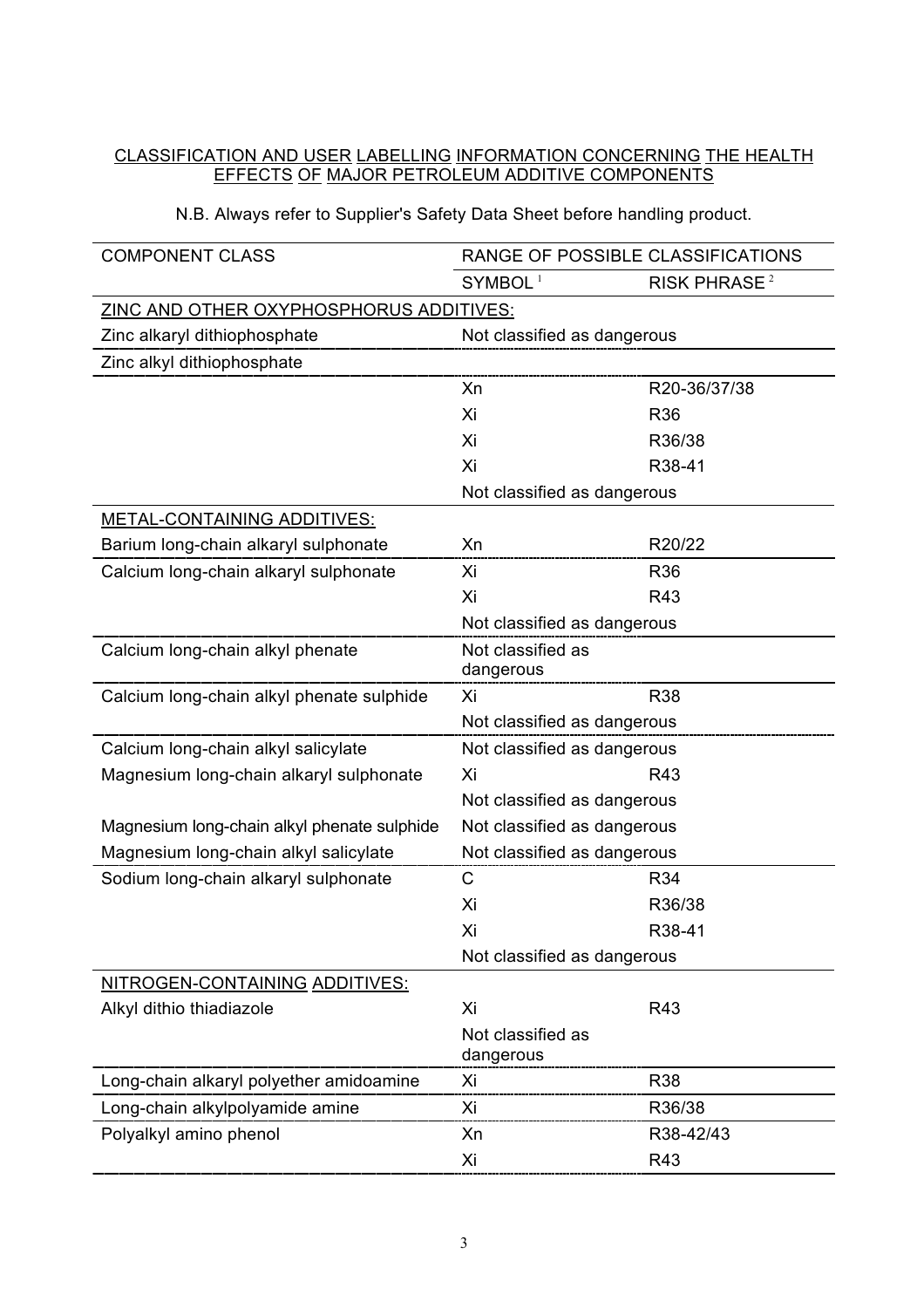CLASSIFICATION AND USER LABELLING INFORMATION CONCERNING THE HEALTH EFFECTS OF MAJOR PETROLEUM ADDITIVE COMPONENTS

N.B. Always refer to Supplier's Safety Data Sheet before handling product.

| COMPONENT CLASS | RANGE OF POSSIBLE CLASSIFICATIONS | |
|---|---|---|
| | SYMBOL [1] | RISK PHRASE [2] |
| ZINC AND OTHER OXYPHOSPHORUS ADDITIVES: | | |
| Zinc alkaryl dithiophosphate | Not classified as dangerous | |
| Zinc alkyl dithiophosphate | | |
| | Xn | R20-36/37/38 |
| | Xi | R36 |
| | Xi | R36/38 |
| | Xi | R38-41 |
| | Not classified as dangerous | |
| METAL-CONTAINING ADDITIVES: | | |
| Barium long-chain alkaryl sulphonate | Xn | R20/22 |
| Calcium long-chain alkaryl sulphonate | Xi | R36 |
| | Xi | R43 |
| | Not classified as dangerous | |
| Calcium long-chain alkyl phenate | Not classified as dangerous | |
| Calcium long-chain alkyl phenate sulphide | Xi | R38 |
| | Not classified as dangerous | |
| Calcium long-chain alkyl salicylate | Not classified as dangerous | |
| Magnesium long-chain alkaryl sulphonate | Xi | R43 |
| | Not classified as dangerous | |
| Magnesium long-chain alkyl phenate sulphide | Not classified as dangerous | |
| Magnesium long-chain alkyl salicylate | Not classified as dangerous | |
| Sodium long-chain alkaryl sulphonate | C | R34 |
| | Xi | R36/38 |
| | Xi | R38-41 |
| | Not classified as dangerous | |
| NITROGEN-CONTAINING ADDITIVES: | | |
| Alkyl dithio thiadiazole | Xi | R43 |
| | Not classified as dangerous | |
| Long-chain alkaryl polyether amidoamine | Xi | R38 |
| Long-chain alkylpolyamide amine | Xi | R36/38 |
| Polyalkyl amino phenol | Xn | R38-42/43 |
| | Xi | R43 |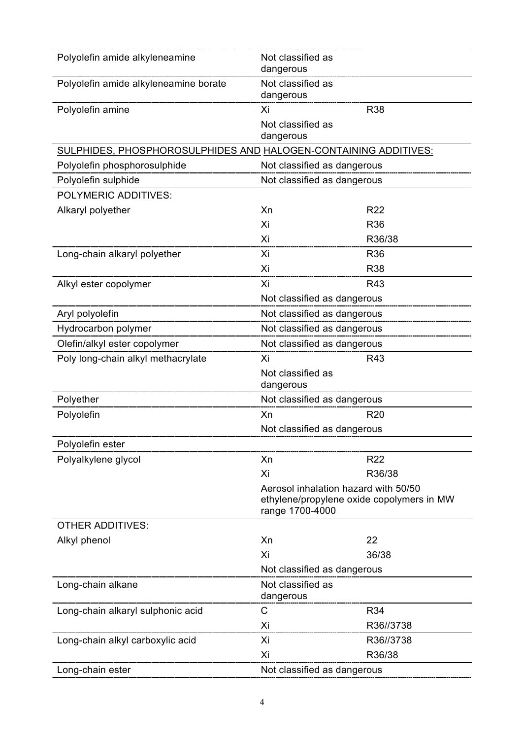| | | |
|---|---|---|
| Polyolefin amide alkyleneamine | Not classified as dangerous | |
| Polyolefin amide alkyleneamine borate | Not classified as dangerous | |
| Polyolefin amine | Xi | R38 |
| | Not classified as dangerous | |
| <u>SULPHIDES, PHOSPHOROSULPHIDES AND HALOGEN-CONTAINING ADDITIVES:</u> | | |
| Polyolefin phosphorosulphide | Not classified as dangerous | |
| Polyolefin sulphide | Not classified as dangerous | |
| POLYMERIC ADDITIVES: | | |
| Alkaryl polyether | Xn | R22 |
| | Xi | R36 |
| | Xi | R36/38 |
| Long-chain alkaryl polyether | Xi | R36 |
| | Xi | R38 |
| Alkyl ester copolymer | Xi | R43 |
| | Not classified as dangerous | |
| Aryl polyolefin | Not classified as dangerous | |
| Hydrocarbon polymer | Not classified as dangerous | |
| Olefin/alkyl ester copolymer | Not classified as dangerous | |
| Poly long-chain alkyl methacrylate | Xi | R43 |
| | Not classified as dangerous | |
| Polyether | Not classified as dangerous | |
| Polyolefin | Xn | R20 |
| | Not classified as dangerous | |
| Polyolefin ester | | |
| Polyalkylene glycol | Xn | R22 |
| | Xi | R36/38 |
| | Aerosol inhalation hazard with 50/50 ethylene/propylene oxide copolymers in MW range 1700-4000 | |
| OTHER ADDITIVES: | | |
| Alkyl phenol | Xn | 22 |
| | Xi | 36/38 |
| | Not classified as dangerous | |
| Long-chain alkane | Not classified as dangerous | |
| Long-chain alkaryl sulphonic acid | C | R34 |
| | Xi | R36//3738 |
| Long-chain alkyl carboxylic acid | Xi | R36//3738 |
| | Xi | R36/38 |
| Long-chain ester | Not classified as dangerous | |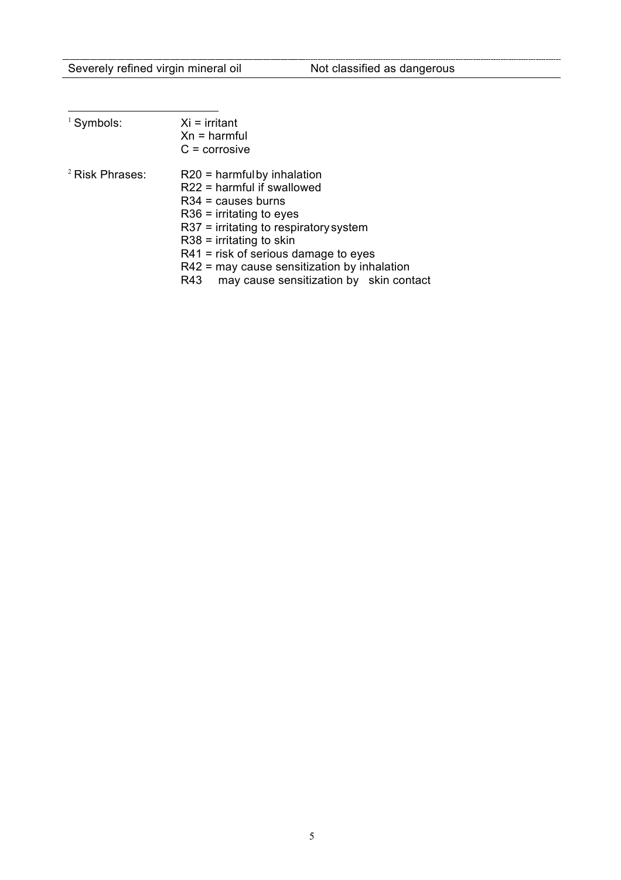| | |
|---|---|
| Severely refined virgin mineral oil | Not classified as dangerous |

---

[1] Symbols:
- Xi = irritant
- Xn = harmful
- C = corrosive

[2] Risk Phrases:
- R20 = harmful by inhalation
- R22 = harmful if swallowed
- R34 = causes burns
- R36 = irritating to eyes
- R37 = irritating to respiratory system
- R38 = irritating to skin
- R41 = risk of serious damage to eyes
- R42 = may cause sensitization by inhalation
- R43 may cause sensitization by skin contact